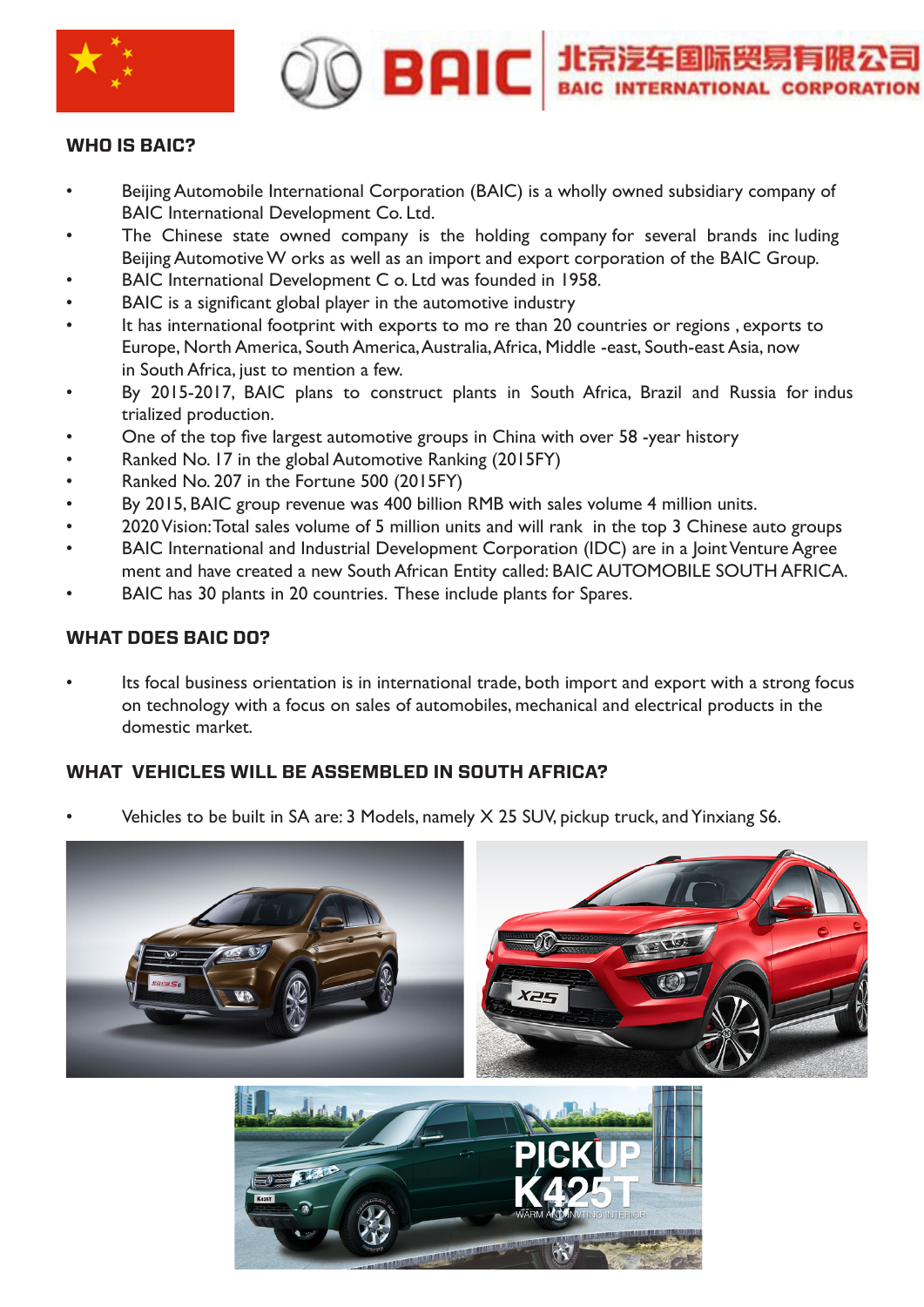BAIC 北京汽车国际贸易有限公司 BAIC INTERNATIONAL CORPORATION

## WHO IS BAIC?

- Beijing Automobile International Corporation (BAIC) is a wholly owned subsidiary company of BAIC International Development Co. Ltd.
- The Chinese state owned company is the holding company for several brands including Beijing Automotive Works as well as an import and export corporation of the BAIC Group.
- BAIC International Development Co. Ltd was founded in 1958.
- BAIC is a significant global player in the automotive industry
- It has international footprint with exports to more than 20 countries or regions, exports to Europe, North America, South America, Australia, Africa, Middle-east, South-east Asia, now in South Africa, just to mention a few.
- By 2015-2017, BAIC plans to construct plants in South Africa, Brazil and Russia for industrialized production.
- One of the top five largest automotive groups in China with over 58-year history
- Ranked No. 17 in the global Automotive Ranking (2015FY)
- Ranked No. 207 in the Fortune 500 (2015FY)
- By 2015, BAIC group revenue was 400 billion RMB with sales volume 4 million units.
- 2020 Vision: Total sales volume of 5 million units and will rank in the top 3 Chinese auto groups
- BAIC International and Industrial Development Corporation (IDC) are in a Joint Venture Agreement and have created a new South African Entity called: BAIC AUTOMOBILE SOUTH AFRICA.
- BAIC has 30 plants in 20 countries. These include plants for Spares.

## WHAT DOES BAIC DO?

- Its focal business orientation is in international trade, both import and export with a strong focus on technology with a focus on sales of automobiles, mechanical and electrical products in the domestic market.

## WHAT VEHICLES WILL BE ASSEMBLED IN SOUTH AFRICA?

- Vehicles to be built in SA are: 3 Models, namely X 25 SUV, pickup truck, and Yinxiang S6.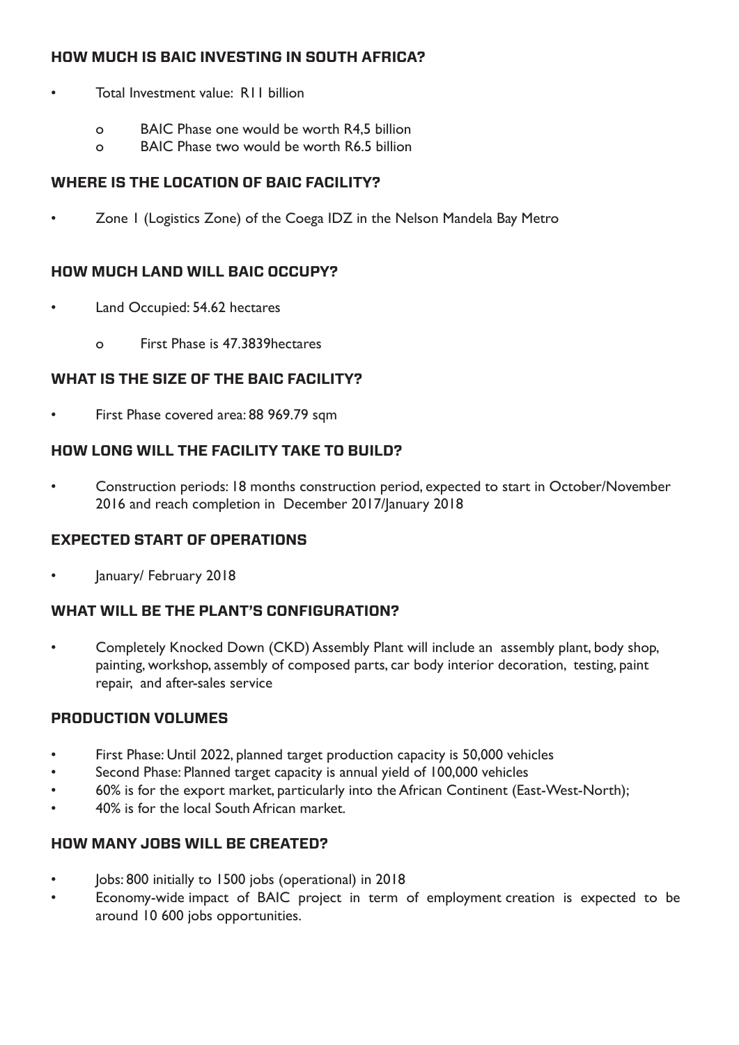## HOW MUCH IS BAIC INVESTING IN SOUTH AFRICA?

- Total Investment value: R11 billion
  - BAIC Phase one would be worth R4,5 billion
  - BAIC Phase two would be worth R6.5 billion

## WHERE IS THE LOCATION OF BAIC FACILITY?

- Zone 1 (Logistics Zone) of the Coega IDZ in the Nelson Mandela Bay Metro

## HOW MUCH LAND WILL BAIC OCCUPY?

- Land Occupied: 54.62 hectares
  - First Phase is 47.3839hectares

## WHAT IS THE SIZE OF THE BAIC FACILITY?

- First Phase covered area: 88 969.79 sqm

## HOW LONG WILL THE FACILITY TAKE TO BUILD?

- Construction periods: 18 months construction period, expected to start in October/November 2016 and reach completion in December 2017/January 2018

## EXPECTED START OF OPERATIONS

- January/ February 2018

## WHAT WILL BE THE PLANT'S CONFIGURATION?

- Completely Knocked Down (CKD) Assembly Plant will include an assembly plant, body shop, painting, workshop, assembly of composed parts, car body interior decoration, testing, paint repair, and after-sales service

## PRODUCTION VOLUMES

- First Phase: Until 2022, planned target production capacity is 50,000 vehicles
- Second Phase: Planned target capacity is annual yield of 100,000 vehicles
- 60% is for the export market, particularly into the African Continent (East-West-North);
- 40% is for the local South African market.

## HOW MANY JOBS WILL BE CREATED?

- Jobs: 800 initially to 1500 jobs (operational) in 2018
- Economy-wide impact of BAIC project in term of employment creation is expected to be around 10 600 jobs opportunities.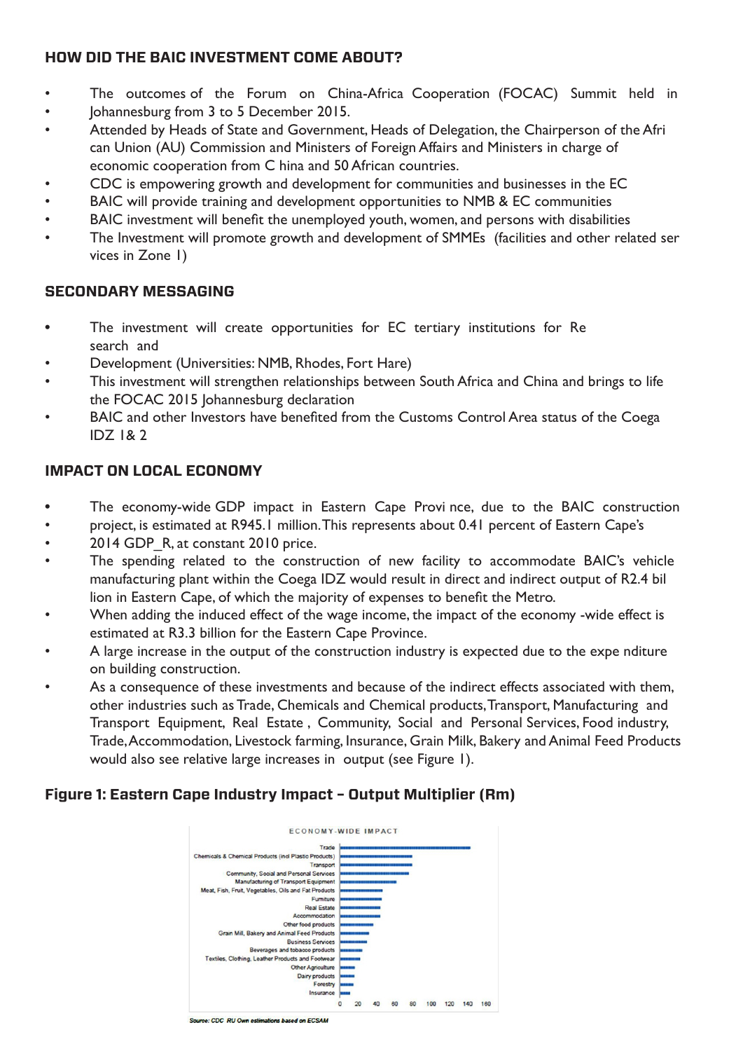### HOW DID THE BAIC INVESTMENT COME ABOUT?

- The outcomes of the Forum on China-Africa Cooperation (FOCAC) Summit held in
- Johannesburg from 3 to 5 December 2015.
- Attended by Heads of State and Government, Heads of Delegation, the Chairperson of the African Union (AU) Commission and Ministers of Foreign Affairs and Ministers in charge of economic cooperation from China and 50 African countries.
- CDC is empowering growth and development for communities and businesses in the EC
- BAIC will provide training and development opportunities to NMB & EC communities
- BAIC investment will benefit the unemployed youth, women, and persons with disabilities
- The Investment will promote growth and development of SMMEs (facilities and other related services in Zone 1)

### SECONDARY MESSAGING

- The investment will create opportunities for EC tertiary institutions for Research and
- Development (Universities: NMB, Rhodes, Fort Hare)
- This investment will strengthen relationships between South Africa and China and brings to life the FOCAC 2015 Johannesburg declaration
- BAIC and other Investors have benefited from the Customs Control Area status of the Coega IDZ 1& 2

### IMPACT ON LOCAL ECONOMY

- The economy-wide GDP impact in Eastern Cape Province, due to the BAIC construction
- project, is estimated at R945.1 million. This represents about 0.41 percent of Eastern Cape's
- 2014 GDP_R, at constant 2010 price.
- The spending related to the construction of new facility to accommodate BAIC's vehicle manufacturing plant within the Coega IDZ would result in direct and indirect output of R2.4 billion in Eastern Cape, of which the majority of expenses to benefit the Metro.
- When adding the induced effect of the wage income, the impact of the economy -wide effect is estimated at R3.3 billion for the Eastern Cape Province.
- A large increase in the output of the construction industry is expected due to the expenditure on building construction.
- As a consequence of these investments and because of the indirect effects associated with them, other industries such as Trade, Chemicals and Chemical products, Transport, Manufacturing and Transport Equipment, Real Estate, Community, Social and Personal Services, Food industry, Trade, Accommodation, Livestock farming, Insurance, Grain Milk, Bakery and Animal Feed Products would also see relative large increases in output (see Figure 1).

### Figure 1: Eastern Cape Industry Impact – Output Multiplier (Rm)

Source: CDC RU Own estimations based on ECSAM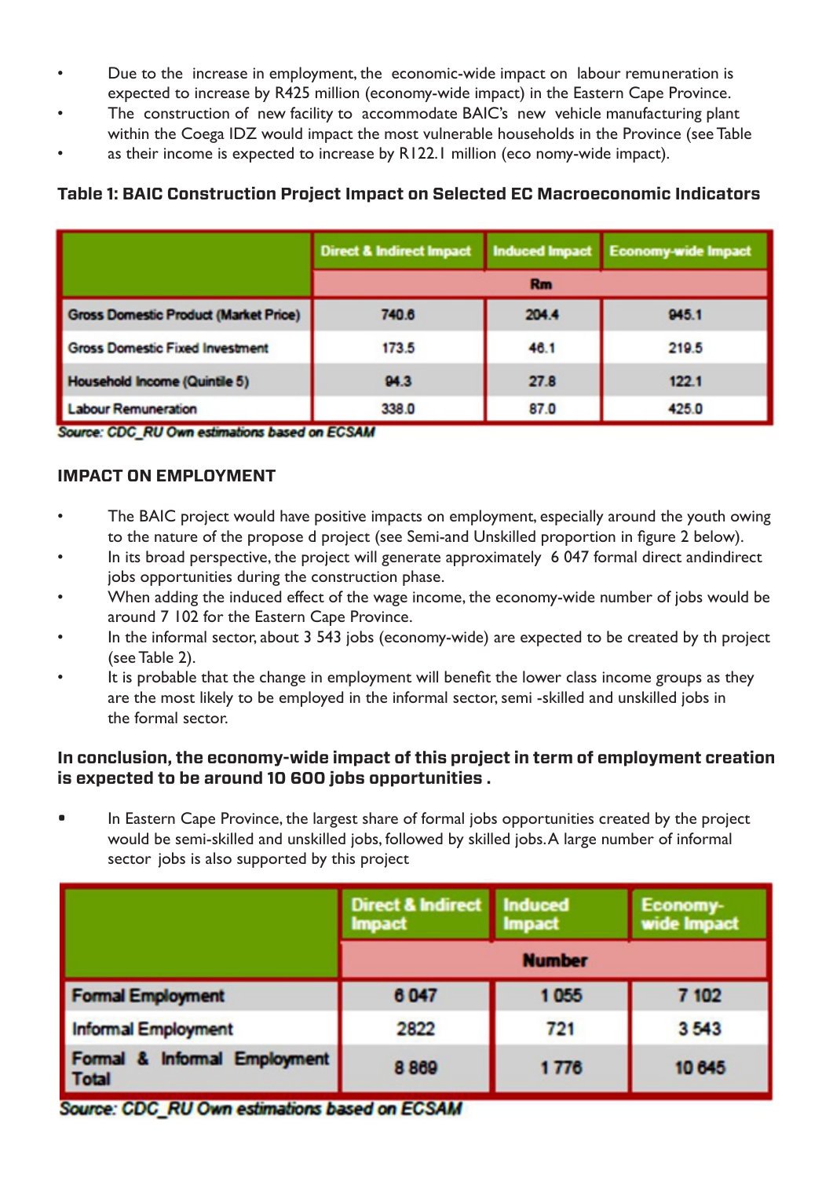- Due to the increase in employment, the economic-wide impact on labour remuneration is expected to increase by R425 million (economy-wide impact) in the Eastern Cape Province.
- The construction of new facility to accommodate BAIC's new vehicle manufacturing plant within the Coega IDZ would impact the most vulnerable households in the Province (see Table
- as their income is expected to increase by R122.1 million (eco nomy-wide impact).

**Table 1: BAIC Construction Project Impact on Selected EC Macroeconomic Indicators**

| | Direct & Indirect Impact | Induced Impact | Economy-wide Impact |
|---|---|---|---|
| | Rm | | |
| Gross Domestic Product (Market Price) | 740.6 | 204.4 | 945.1 |
| Gross Domestic Fixed Investment | 173.5 | 46.1 | 219.5 |
| Household Income (Quintile 5) | 94.3 | 27.8 | 122.1 |
| Labour Remuneration | 338.0 | 87.0 | 425.0 |

*Source: CDC_RU Own estimations based on ECSAM*

## IMPACT ON EMPLOYMENT

- The BAIC project would have positive impacts on employment, especially around the youth owing to the nature of the propose d project (see Semi-and Unskilled proportion in figure 2 below).
- In its broad perspective, the project will generate approximately 6 047 formal direct andindirect jobs opportunities during the construction phase.
- When adding the induced effect of the wage income, the economy-wide number of jobs would be around 7 102 for the Eastern Cape Province.
- In the informal sector, about 3 543 jobs (economy-wide) are expected to be created by th project (see Table 2).
- It is probable that the change in employment will benefit the lower class income groups as they are the most likely to be employed in the informal sector, semi -skilled and unskilled jobs in the formal sector.

**In conclusion, the economy-wide impact of this project in term of employment creation is expected to be around 10 600 jobs opportunities .**

- In Eastern Cape Province, the largest share of formal jobs opportunities created by the project would be semi-skilled and unskilled jobs, followed by skilled jobs. A large number of informal sector jobs is also supported by this project

| | Direct & Indirect Impact | Induced Impact | Economy-wide Impact |
|---|---|---|---|
| | Number | | |
| Formal Employment | 6 047 | 1 055 | 7 102 |
| Informal Employment | 2822 | 721 | 3 543 |
| Formal & Informal Employment Total | 8 869 | 1 776 | 10 645 |

*Source: CDC_RU Own estimations based on ECSAM*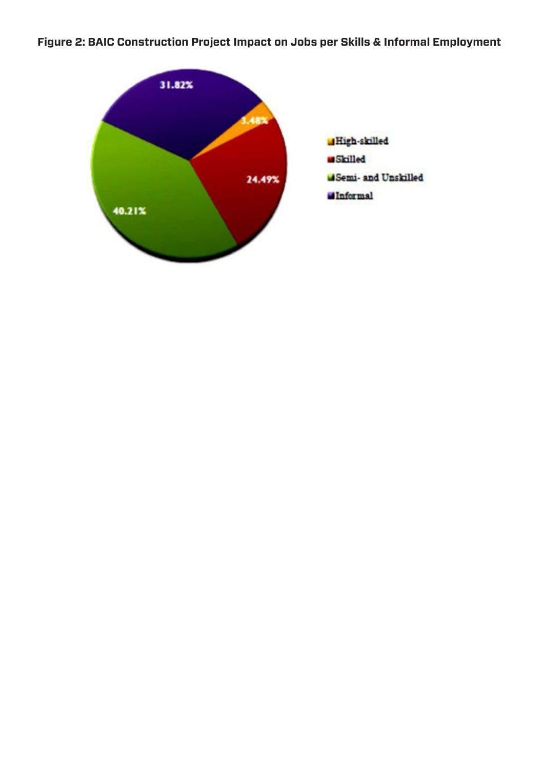**Figure 2: BAIC Construction Project Impact on Jobs per Skills & Informal Employment**

31.82%

3.48%

24.49%

40.21%

High-skilled

Skilled

Semi- and Unskilled

Informal